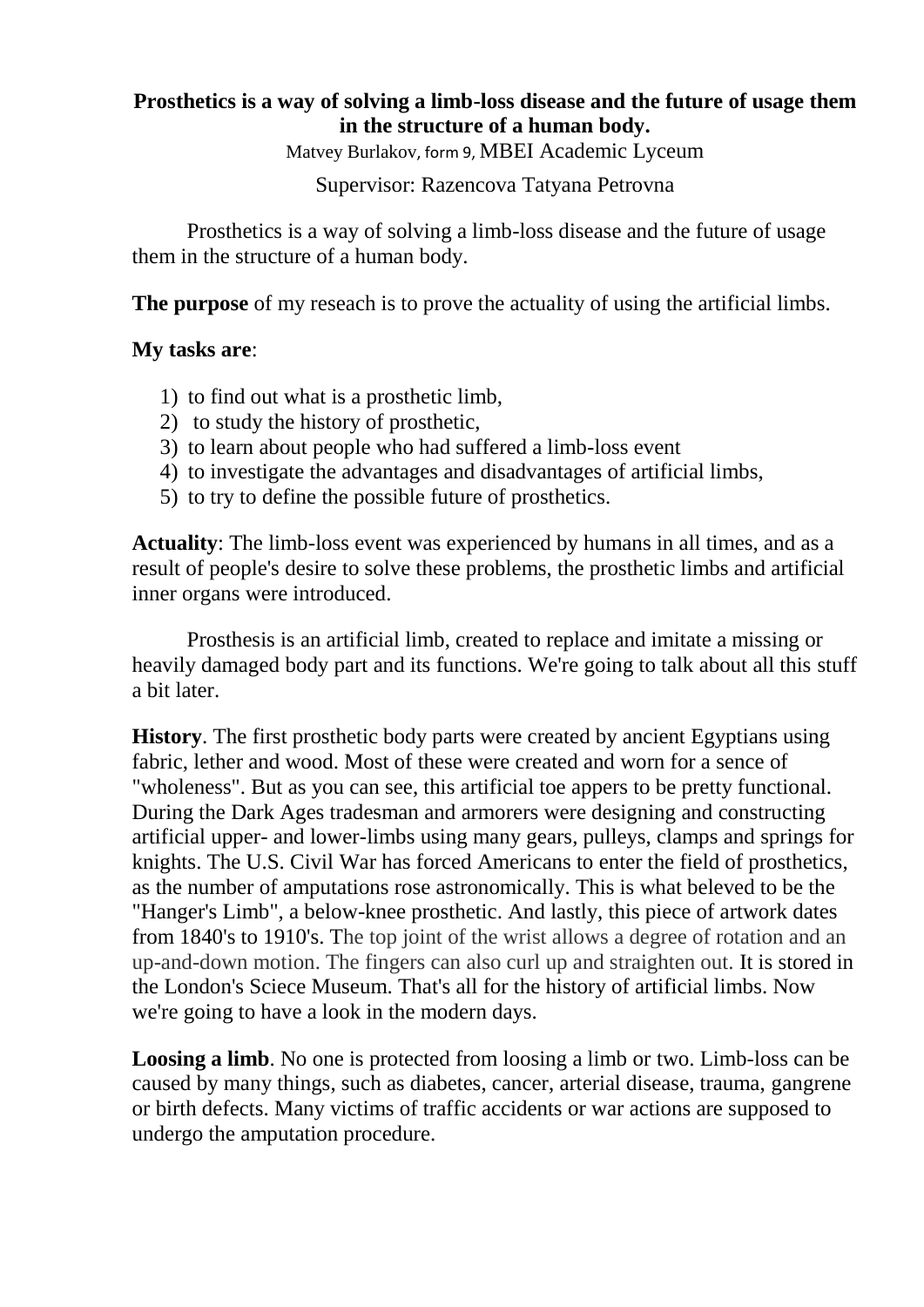**Prosthetics is a way of solving a limb-loss disease and the future of usage them in the structure of a human body.**

Matvey Burlakov, form 9, MBEI Academic Lyceum

Supervisor: Razencova Tatyana Petrovna

Prosthetics is a way of solving a limb-loss disease and the future of usage them in the structure of a human body.

**The purpose** of my reseach is to prove the actuality of using the artificial limbs.

**My tasks are**:

1) to find out what is a prosthetic limb,
2) to study the history of prosthetic,
3) to learn about people who had suffered a limb-loss event
4) to investigate the advantages and disadvantages of artificial limbs,
5) to try to define the possible future of prosthetics.

**Actuality**: The limb-loss event was experienced by humans in all times, and as a result of people's desire to solve these problems, the prosthetic limbs and artificial inner organs were introduced.

Prosthesis is an artificial limb, created to replace and imitate a missing or heavily damaged body part and its functions. We're going to talk about all this stuff a bit later.

**History**. The first prosthetic body parts were created by ancient Egyptians using fabric, lether and wood. Most of these were created and worn for a sence of "wholeness". But as you can see, this artificial toe appers to be pretty functional. During the Dark Ages tradesman and armorers were designing and constructing artificial upper- and lower-limbs using many gears, pulleys, clamps and springs for knights. The U.S. Civil War has forced Americans to enter the field of prosthetics, as the number of amputations rose astronomically. This is what beleved to be the "Hanger's Limb", a below-knee prosthetic. And lastly, this piece of artwork dates from 1840's to 1910's. The top joint of the wrist allows a degree of rotation and an up-and-down motion. The fingers can also curl up and straighten out. It is stored in the London's Sciece Museum. That's all for the history of artificial limbs. Now we're going to have a look in the modern days.

**Loosing a limb**. No one is protected from loosing a limb or two. Limb-loss can be caused by many things, such as diabetes, cancer, arterial disease, trauma, gangrene or birth defects. Many victims of traffic accidents or war actions are supposed to undergo the amputation procedure.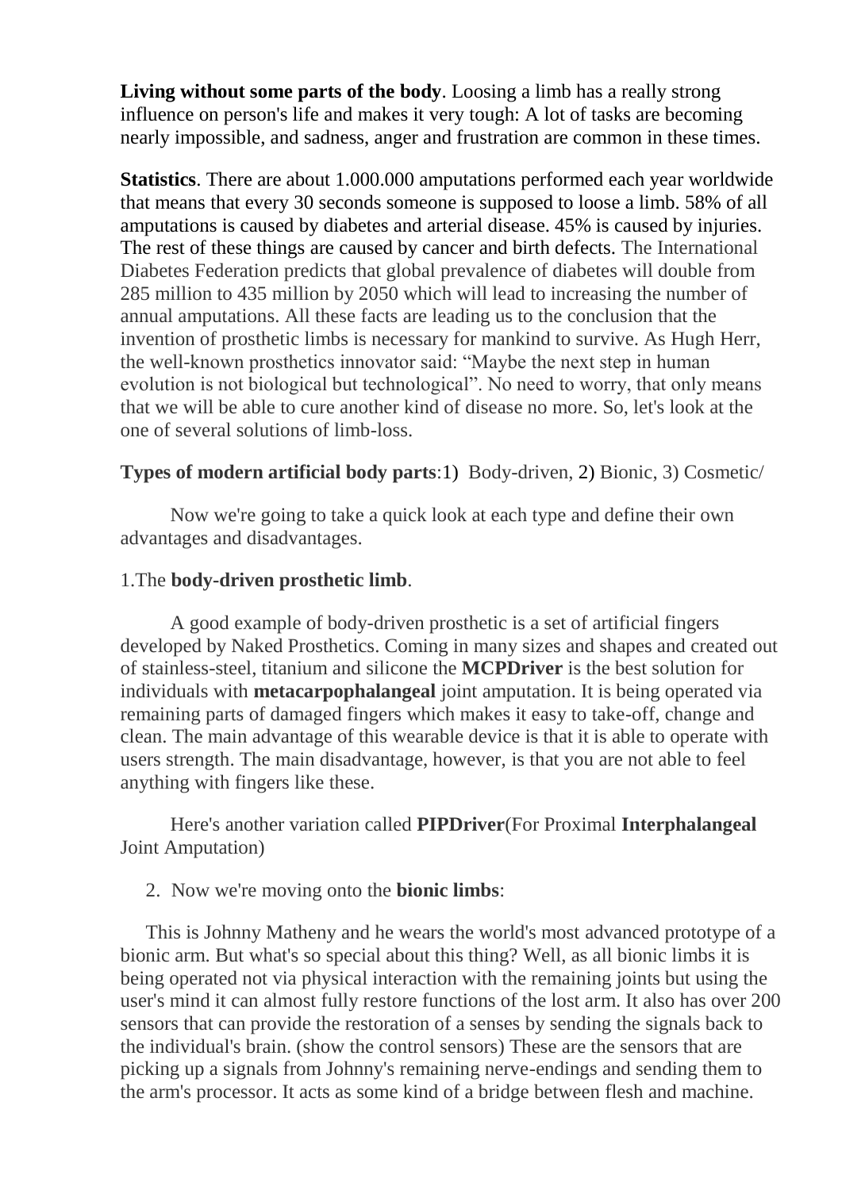**Living without some parts of the body**. Loosing a limb has a really strong influence on person's life and makes it very tough: A lot of tasks are becoming nearly impossible, and sadness, anger and frustration are common in these times.

**Statistics**. There are about 1.000.000 amputations performed each year worldwide that means that every 30 seconds someone is supposed to loose a limb. 58% of all amputations is caused by diabetes and arterial disease. 45% is caused by injuries. The rest of these things are caused by cancer and birth defects. The International Diabetes Federation predicts that global prevalence of diabetes will double from 285 million to 435 million by 2050 which will lead to increasing the number of annual amputations. All these facts are leading us to the conclusion that the invention of prosthetic limbs is necessary for mankind to survive. As Hugh Herr, the well-known prosthetics innovator said: "Maybe the next step in human evolution is not biological but technological". No need to worry, that only means that we will be able to cure another kind of disease no more. So, let's look at the one of several solutions of limb-loss.

**Types of modern artificial body parts**:1) Body-driven, 2) Bionic, 3) Cosmetic/

Now we're going to take a quick look at each type and define their own advantages and disadvantages.

1.The **body-driven prosthetic limb**.

A good example of body-driven prosthetic is a set of artificial fingers developed by Naked Prosthetics. Coming in many sizes and shapes and created out of stainless-steel, titanium and silicone the **MCPDriver** is the best solution for individuals with **metacarpophalangeal** joint amputation. It is being operated via remaining parts of damaged fingers which makes it easy to take-off, change and clean. The main advantage of this wearable device is that it is able to operate with users strength. The main disadvantage, however, is that you are not able to feel anything with fingers like these.

Here's another variation called **PIPDriver**(For Proximal **Interphalangeal** Joint Amputation)

2. Now we're moving onto the **bionic limbs**:

This is Johnny Matheny and he wears the world's most advanced prototype of a bionic arm. But what's so special about this thing? Well, as all bionic limbs it is being operated not via physical interaction with the remaining joints but using the user's mind it can almost fully restore functions of the lost arm. It also has over 200 sensors that can provide the restoration of a senses by sending the signals back to the individual's brain. (show the control sensors) These are the sensors that are picking up a signals from Johnny's remaining nerve-endings and sending them to the arm's processor. It acts as some kind of a bridge between flesh and machine.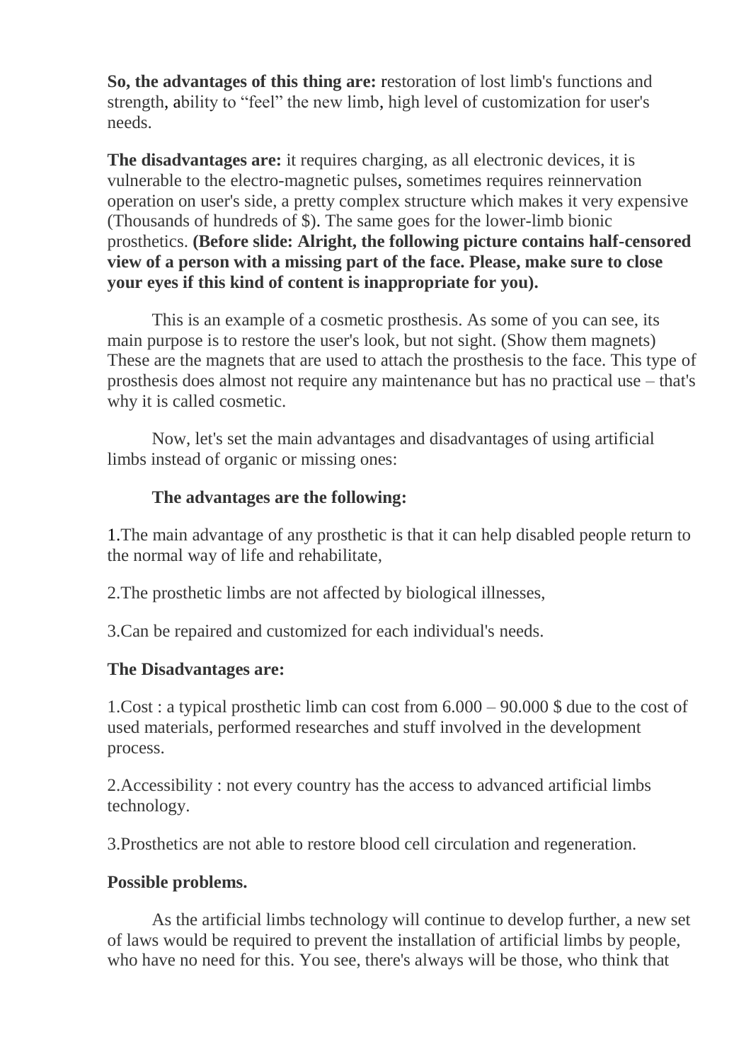**So, the advantages of this thing are:** restoration of lost limb's functions and strength, ability to "feel" the new limb, high level of customization for user's needs.

**The disadvantages are:** it requires charging, as all electronic devices, it is vulnerable to the electro-magnetic pulses, sometimes requires reinnervation operation on user's side, a pretty complex structure which makes it very expensive (Thousands of hundreds of $). The same goes for the lower-limb bionic prosthetics. **(Before slide: Alright, the following picture contains half-censored view of a person with a missing part of the face. Please, make sure to close your eyes if this kind of content is inappropriate for you).**

This is an example of a cosmetic prosthesis. As some of you can see, its main purpose is to restore the user's look, but not sight. (Show them magnets) These are the magnets that are used to attach the prosthesis to the face. This type of prosthesis does almost not require any maintenance but has no practical use – that's why it is called cosmetic.

Now, let's set the main advantages and disadvantages of using artificial limbs instead of organic or missing ones:

**The advantages are the following:**

1.The main advantage of any prosthetic is that it can help disabled people return to the normal way of life and rehabilitate,

2.The prosthetic limbs are not affected by biological illnesses,

3.Can be repaired and customized for each individual's needs.

**The Disadvantages are:**

1.Cost : a typical prosthetic limb can cost from 6.000 – 90.000 $ due to the cost of used materials, performed researches and stuff involved in the development process.

2.Accessibility : not every country has the access to advanced artificial limbs technology.

3.Prosthetics are not able to restore blood cell circulation and regeneration.

**Possible problems.**

As the artificial limbs technology will continue to develop further, a new set of laws would be required to prevent the installation of artificial limbs by people, who have no need for this. You see, there's always will be those, who think that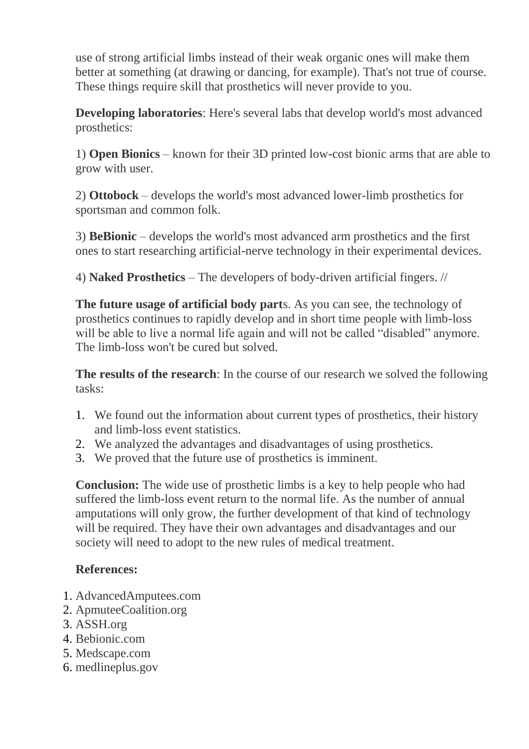use of strong artificial limbs instead of their weak organic ones will make them better at something (at drawing or dancing, for example). That's not true of course. These things require skill that prosthetics will never provide to you.

**Developing laboratories**: Here's several labs that develop world's most advanced prosthetics:

1) **Open Bionics** – known for their 3D printed low-cost bionic arms that are able to grow with user.

2) **Ottobock** – develops the world's most advanced lower-limb prosthetics for sportsman and common folk.

3) **BeBionic** – develops the world's most advanced arm prosthetics and the first ones to start researching artificial-nerve technology in their experimental devices.

4) **Naked Prosthetics** – The developers of body-driven artificial fingers. //

**The future usage of artificial body part**s. As you can see, the technology of prosthetics continues to rapidly develop and in short time people with limb-loss will be able to live a normal life again and will not be called "disabled" anymore. The limb-loss won't be cured but solved.

**The results of the research**: In the course of our research we solved the following tasks:

1. We found out the information about current types of prosthetics, their history and limb-loss event statistics.
2. We analyzed the advantages and disadvantages of using prosthetics.
3. We proved that the future use of prosthetics is imminent.

**Conclusion:** The wide use of prosthetic limbs is a key to help people who had suffered the limb-loss event return to the normal life. As the number of annual amputations will only grow, the further development of that kind of technology will be required. They have their own advantages and disadvantages and our society will need to adopt to the new rules of medical treatment.

**References:**

1. AdvancedAmputees.com
2. ApmuteeCoalition.org
3. ASSH.org
4. Bebionic.com
5. Medscape.com
6. medlineplus.gov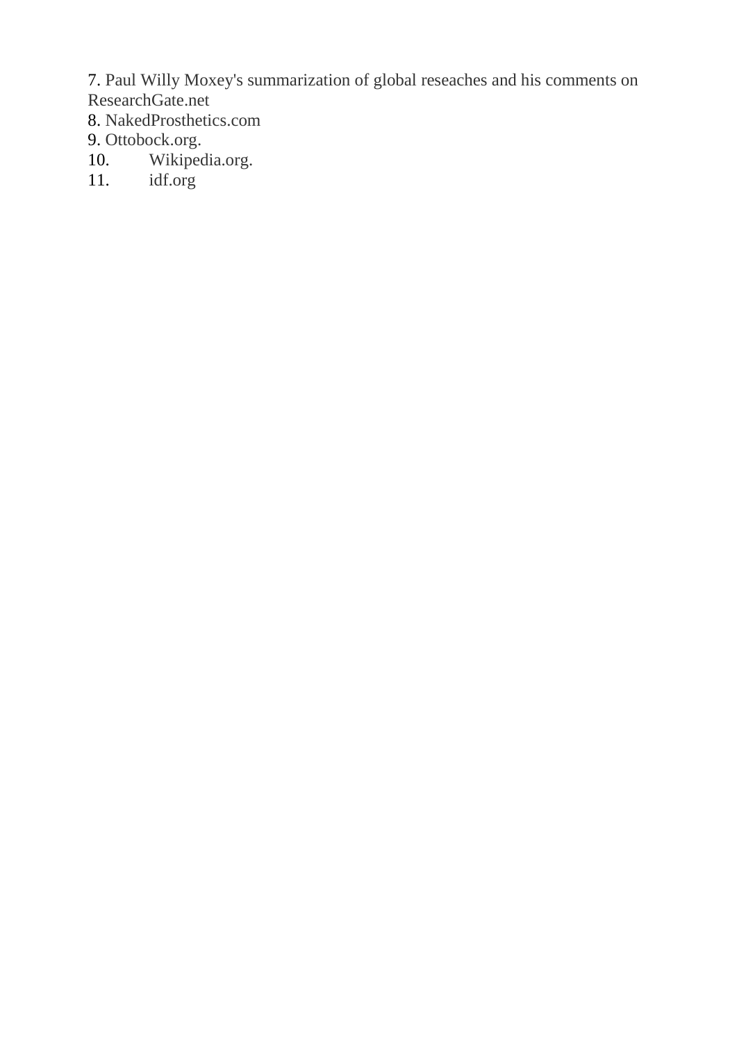7. Paul Willy Moxey's summarization of global reseaches and his comments on ResearchGate.net
8. NakedProsthetics.com
9. Ottobock.org.
10. Wikipedia.org.
11. idf.org